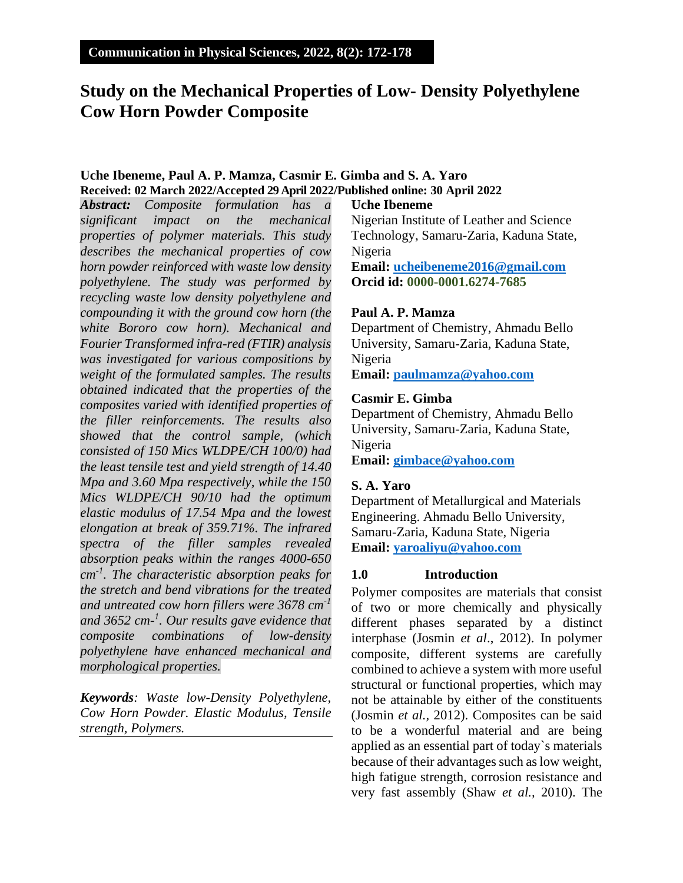# Study on the Mechanical Properties of Low- Density Polyethylene Cow Horn Powder Composite

**Uche Ibeneme, Paul A. P. Mamza, Casmir E. Gimba and S. A. Yaro**

**Received: 02 March 2022/Accepted 29 April 2022/Published online: 30 April 2022**

***Abstract:*** *Composite formulation has a significant impact on the mechanical properties of polymer materials. This study describes the mechanical properties of cow horn powder reinforced with waste low density polyethylene. The study was performed by recycling waste low density polyethylene and compounding it with the ground cow horn (the white Bororo cow horn). Mechanical and Fourier Transformed infra-red (FTIR) analysis was investigated for various compositions by weight of the formulated samples. The results obtained indicated that the properties of the composites varied with identified properties of the filler reinforcements. The results also showed that the control sample, (which consisted of 150 Mics WLDPE/CH 100/0) had the least tensile test and yield strength of 14.40 Mpa and 3.60 Mpa respectively, while the 150 Mics WLDPE/CH 90/10 had the optimum elastic modulus of 17.54 Mpa and the lowest elongation at break of 359.71%. The infrared spectra of the filler samples revealed absorption peaks within the ranges 4000-650 cm$^{-1}$. The characteristic absorption peaks for the stretch and bend vibrations for the treated and untreated cow horn fillers were 3678 cm$^{-1}$ and 3652 cm-$^{1}$. Our results gave evidence that composite combinations of low-density polyethylene have enhanced mechanical and morphological properties.*

***Keywords****: Waste low-Density Polyethylene, Cow Horn Powder. Elastic Modulus, Tensile strength, Polymers.*

**Uche Ibeneme**

Nigerian Institute of Leather and Science Technology, Samaru-Zaria, Kaduna State, Nigeria

**Email: ucheibeneme2016@gmail.com**

**Orcid id: 0000-0001.6274-7685**

**Paul A. P. Mamza**

Department of Chemistry, Ahmadu Bello University, Samaru-Zaria, Kaduna State, Nigeria

**Email: paulmamza@yahoo.com**

**Casmir E. Gimba**

Department of Chemistry, Ahmadu Bello University, Samaru-Zaria, Kaduna State, Nigeria

**Email: gimbace@yahoo.com**

**S. A. Yaro**

Department of Metallurgical and Materials Engineering. Ahmadu Bello University, Samaru-Zaria, Kaduna State, Nigeria

**Email: yaroaliyu@yahoo.com**

## 1.0 Introduction

Polymer composites are materials that consist of two or more chemically and physically different phases separated by a distinct interphase (Josmin *et al*., 2012). In polymer composite, different systems are carefully combined to achieve a system with more useful structural or functional properties, which may not be attainable by either of the constituents (Josmin *et al.,* 2012). Composites can be said to be a wonderful material and are being applied as an essential part of today`s materials because of their advantages such as low weight, high fatigue strength, corrosion resistance and very fast assembly (Shaw *et al.,* 2010). The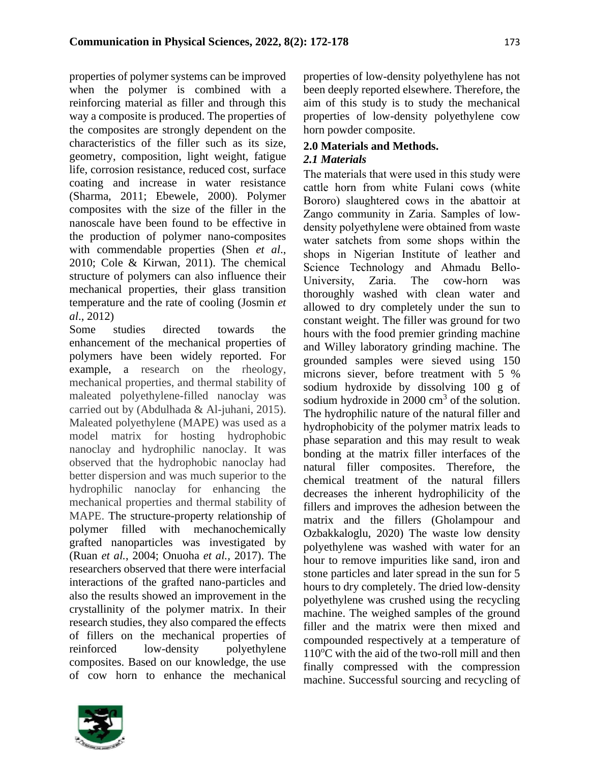properties of polymer systems can be improved when the polymer is combined with a reinforcing material as filler and through this way a composite is produced. The properties of the composites are strongly dependent on the characteristics of the filler such as its size, geometry, composition, light weight, fatigue life, corrosion resistance, reduced cost, surface coating and increase in water resistance (Sharma, 2011; Ebewele, 2000). Polymer composites with the size of the filler in the nanoscale have been found to be effective in the production of polymer nano-composites with commendable properties (Shen *et al*., 2010; Cole & Kirwan, 2011). The chemical structure of polymers can also influence their mechanical properties, their glass transition temperature and the rate of cooling (Josmin *et al*., 2012)

Some studies directed towards the enhancement of the mechanical properties of polymers have been widely reported. For example, a research on the rheology, mechanical properties, and thermal stability of maleated polyethylene-filled nanoclay was carried out by (Abdulhada & Al-juhani, 2015). Maleated polyethylene (MAPE) was used as a model matrix for hosting hydrophobic nanoclay and hydrophilic nanoclay. It was observed that the hydrophobic nanoclay had better dispersion and was much superior to the hydrophilic nanoclay for enhancing the mechanical properties and thermal stability of MAPE. The structure-property relationship of polymer filled with mechanochemically grafted nanoparticles was investigated by (Ruan *et al.*, 2004; Onuoha *et al.,* 2017). The researchers observed that there were interfacial interactions of the grafted nano-particles and also the results showed an improvement in the crystallinity of the polymer matrix. In their research studies, they also compared the effects of fillers on the mechanical properties of reinforced low-density polyethylene composites. Based on our knowledge, the use of cow horn to enhance the mechanical properties of low-density polyethylene has not been deeply reported elsewhere. Therefore, the aim of this study is to study the mechanical properties of low-density polyethylene cow horn powder composite.

## 2.0 Materials and Methods.

### *2.1 Materials*

The materials that were used in this study were cattle horn from white Fulani cows (white Bororo) slaughtered cows in the abattoir at Zango community in Zaria. Samples of low-density polyethylene were obtained from waste water satchets from some shops within the shops in Nigerian Institute of leather and Science Technology and Ahmadu Bello-University, Zaria. The cow-horn was thoroughly washed with clean water and allowed to dry completely under the sun to constant weight. The filler was ground for two hours with the food premier grinding machine and Willey laboratory grinding machine. The grounded samples were sieved using 150 microns siever, before treatment with 5 % sodium hydroxide by dissolving 100 g of sodium hydroxide in 2000 $cm^3$ of the solution. The hydrophilic nature of the natural filler and hydrophobicity of the polymer matrix leads to phase separation and this may result to weak bonding at the matrix filler interfaces of the natural filler composites. Therefore, the chemical treatment of the natural fillers decreases the inherent hydrophilicity of the fillers and improves the adhesion between the matrix and the fillers (Gholampour and Ozbakkaloglu, 2020) The waste low density polyethylene was washed with water for an hour to remove impurities like sand, iron and stone particles and later spread in the sun for 5 hours to dry completely. The dried low-density polyethylene was crushed using the recycling machine. The weighed samples of the ground filler and the matrix were then mixed and compounded respectively at a temperature of 110$^o$C with the aid of the two-roll mill and then finally compressed with the compression machine. Successful sourcing and recycling of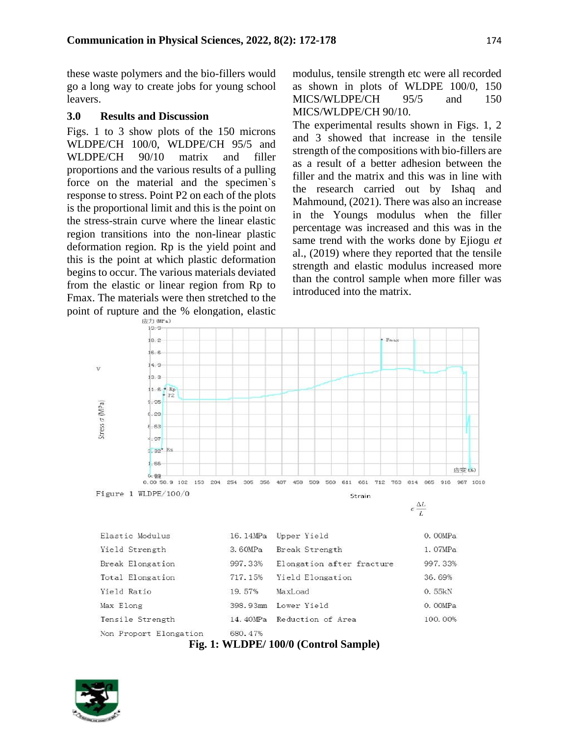these waste polymers and the bio-fillers would go a long way to create jobs for young school leavers.

## 3.0 Results and Discussion

Figs. 1 to 3 show plots of the 150 microns WLDPE/CH 100/0, WLDPE/CH 95/5 and WLDPE/CH 90/10 matrix and filler proportions and the various results of a pulling force on the material and the specimen`s response to stress. Point P2 on each of the plots is the proportional limit and this is the point on the stress-strain curve where the linear elastic region transitions into the non-linear plastic deformation region. Rp is the yield point and this is the point at which plastic deformation begins to occur. The various materials deviated from the elastic or linear region from Rp to Fmax. The materials were then stretched to the point of rupture and the % elongation, elastic modulus, tensile strength etc were all recorded as shown in plots of WLDPE 100/0, 150 MICS/WLDPE/CH 95/5 and 150 MICS/WLDPE/CH 90/10.

The experimental results shown in Figs. 1, 2 and 3 showed that increase in the tensile strength of the compositions with bio-fillers are as a result of a better adhesion between the filler and the matrix and this was in line with the research carried out by Ishaq and Mahmound, (2021). There was also an increase in the Youngs modulus when the filler percentage was increased and this was in the same trend with the works done by Ejiogu *et* al., (2019) where they reported that the tensile strength and elastic modulus increased more than the control sample when more filler was introduced into the matrix.

Figure 1 WLDPE/100/0

| Elastic Modulus | 16.14MPa | Upper Yield | 0.00MPa |
|---|---|---|---|
| Yield Strength | 3.60MPa | Break Strength | 1.07MPa |
| Break Elongation | 997.33% | Elongation after fracture | 997.33% |
| Total Elongation | 717.15% | Yield Elongation | 36.69% |
| Yield Ratio | 19.57% | MaxLoad | 0.55kN |
| Max Elong | 398.93mm | Lower Yield | 0.00MPa |
| Tensile Strength | 14.40MPa | Reduction of Area | 100.00% |
| Non Proport Elongation | 680.47% | | |

**Fig. 1: WLDPE/ 100/0 (Control Sample)**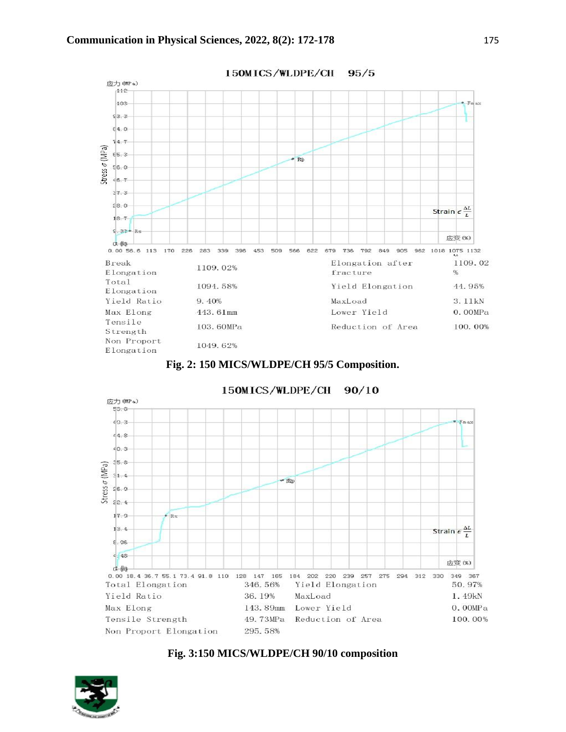| Break Elongation | 1109.02% | Elongation after fracture | 1109.02 % |
|---|---|---|---|
| Total Elongation | 1094.58% | Yield Elongation | 44.95% |
| Yield Ratio | 9.40% | MaxLoad | 3.11kN |
| Max Elong | 443.61mm | Lower Yield | 0.00MPa |
| Tensile Strength | 103.60MPa | Reduction of Area | 100.00% |
| Non Proport Elongation | 1049.62% | | |

**Fig. 2: 150 MICS/WLDPE/CH 95/5 Composition.**

| Total Elongation | 346.56% | Yield Elongation | 50.97% |
|---|---|---|---|
| Yield Ratio | 36.19% | MaxLoad | 1.49kN |
| Max Elong | 143.89mm | Lower Yield | 0.00MPa |
| Tensile Strength | 49.73MPa | Reduction of Area | 100.00% |
| Non Proport Elongation | 295.58% | | |

**Fig. 3:150 MICS/WLDPE/CH 90/10 composition**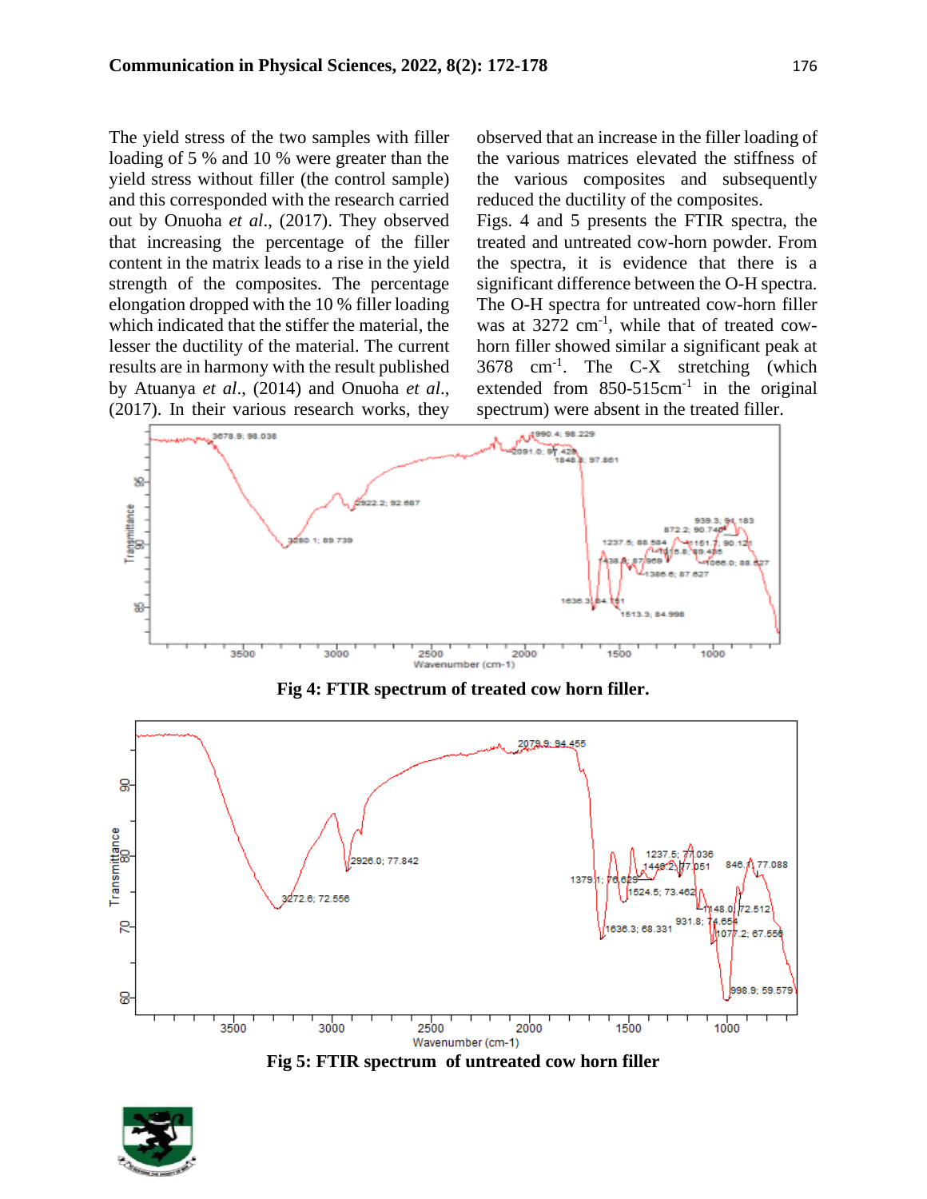The yield stress of the two samples with filler loading of 5 % and 10 % were greater than the yield stress without filler (the control sample) and this corresponded with the research carried out by Onuoha *et al*., (2017). They observed that increasing the percentage of the filler content in the matrix leads to a rise in the yield strength of the composites. The percentage elongation dropped with the 10 % filler loading which indicated that the stiffer the material, the lesser the ductility of the material. The current results are in harmony with the result published by Atuanya *et al*., (2014) and Onuoha *et al*., (2017). In their various research works, they observed that an increase in the filler loading of the various matrices elevated the stiffness of the various composites and subsequently reduced the ductility of the composites.

Figs. 4 and 5 presents the FTIR spectra, the treated and untreated cow-horn powder. From the spectra, it is evidence that there is a significant difference between the O-H spectra. The O-H spectra for untreated cow-horn filler was at 3272 $cm^{-1}$, while that of treated cow-horn filler showed similar a significant peak at 3678 $cm^{-1}$. The C-X stretching (which extended from 850-515$cm^{-1}$ in the original spectrum) were absent in the treated filler.

**Fig 4: FTIR spectrum of treated cow horn filler.**

**Fig 5: FTIR spectrum of untreated cow horn filler**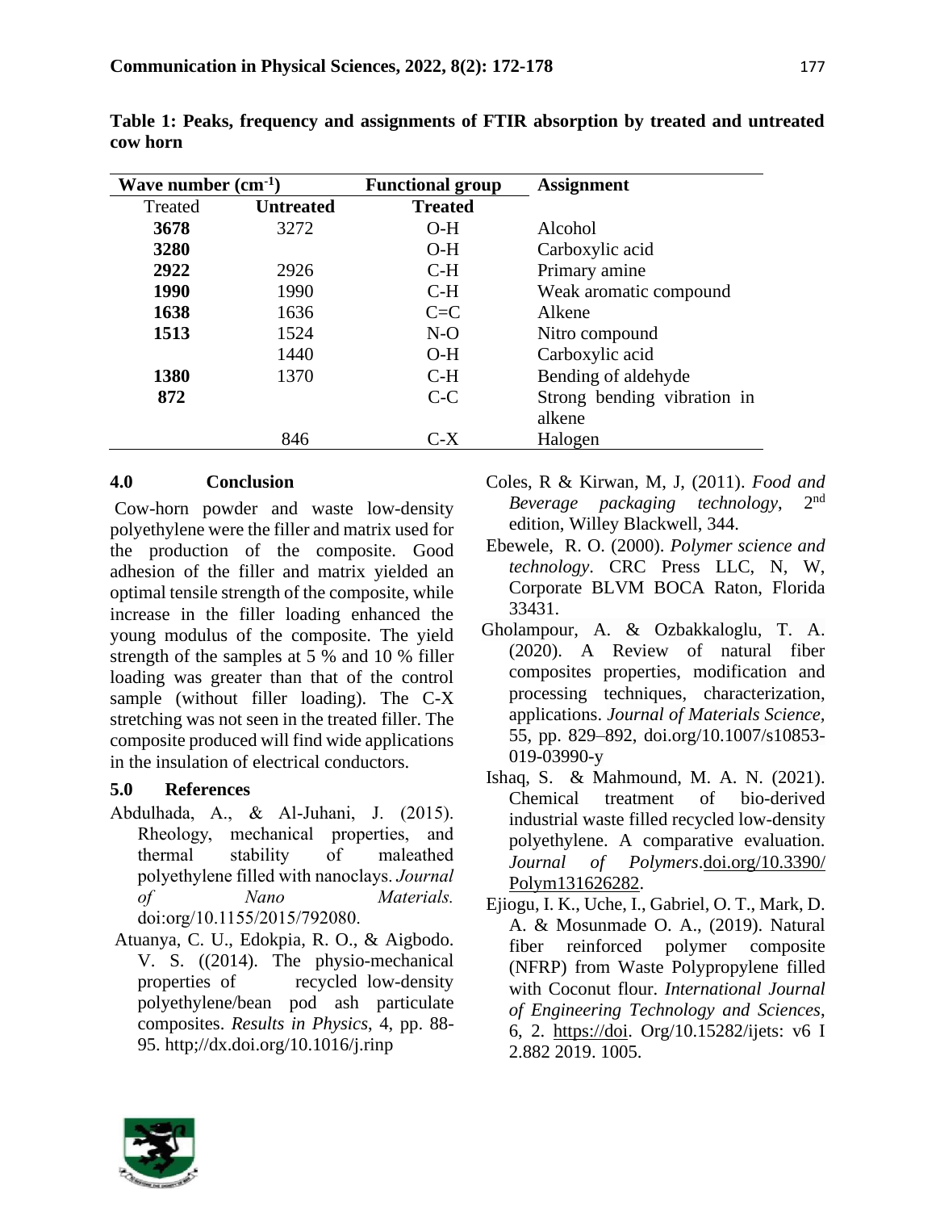**Table 1: Peaks, frequency and assignments of FTIR absorption by treated and untreated cow horn**

| Wave number ($cm^{-1}$) | | Functional group | Assignment |
|---|---|---|---|
| Treated | **Untreated** | **Treated** | |
| **3678** | 3272 | O-H | Alcohol |
| **3280** | | O-H | Carboxylic acid |
| **2922** | 2926 | C-H | Primary amine |
| **1990** | 1990 | C-H | Weak aromatic compound |
| **1638** | 1636 | C=C | Alkene |
| **1513** | 1524 | N-O | Nitro compound |
| | 1440 | O-H | Carboxylic acid |
| **1380** | 1370 | C-H | Bending of aldehyde |
| **872** | | C-C | Strong bending vibration in alkene |
| | 846 | C-X | Halogen |

## 4.0 Conclusion

Cow-horn powder and waste low-density polyethylene were the filler and matrix used for the production of the composite. Good adhesion of the filler and matrix yielded an optimal tensile strength of the composite, while increase in the filler loading enhanced the young modulus of the composite. The yield strength of the samples at 5 % and 10 % filler loading was greater than that of the control sample (without filler loading). The C-X stretching was not seen in the treated filler. The composite produced will find wide applications in the insulation of electrical conductors.

## 5.0 References

Abdulhada, A., & Al-Juhani, J. (2015). Rheology, mechanical properties, and thermal stability of maleathed polyethylene filled with nanoclays. *Journal of Nano Materials.* doi:org/10.1155/2015/792080.

Atuanya, C. U., Edokpia, R. O., & Aigbodo. V. S. ((2014). The physio-mechanical properties of recycled low-density polyethylene/bean pod ash particulate composites. *Results in Physics*, 4, pp. 88-95. http;//dx.doi.org/10.1016/j.rinp

Coles, R & Kirwan, M, J, (2011). *Food and Beverage packaging technology*, 2nd edition, Willey Blackwell, 344.

Ebewele, R. O. (2000). *Polymer science and technology*. CRC Press LLC, N, W, Corporate BLVM BOCA Raton, Florida 33431.

Gholampour, A. & Ozbakkaloglu, T. A. (2020). A Review of natural fiber composites properties, modification and processing techniques, characterization, applications. *Journal of Materials Science*, 55, pp. 829–892, doi.org/10.1007/s10853-019-03990-y

Ishaq, S. & Mahmound, M. A. N. (2021). Chemical treatment of bio-derived industrial waste filled recycled low-density polyethylene. A comparative evaluation. *Journal of Polymers*.doi.org/10.3390/Polym131626282.

Ejiogu, I. K., Uche, I., Gabriel, O. T., Mark, D. A. & Mosunmade O. A., (2019). Natural fiber reinforced polymer composite (NFRP) from Waste Polypropylene filled with Coconut flour. *International Journal of Engineering Technology and Sciences*, 6, 2. https://doi. Org/10.15282/ijets: v6 I 2.882 2019. 1005.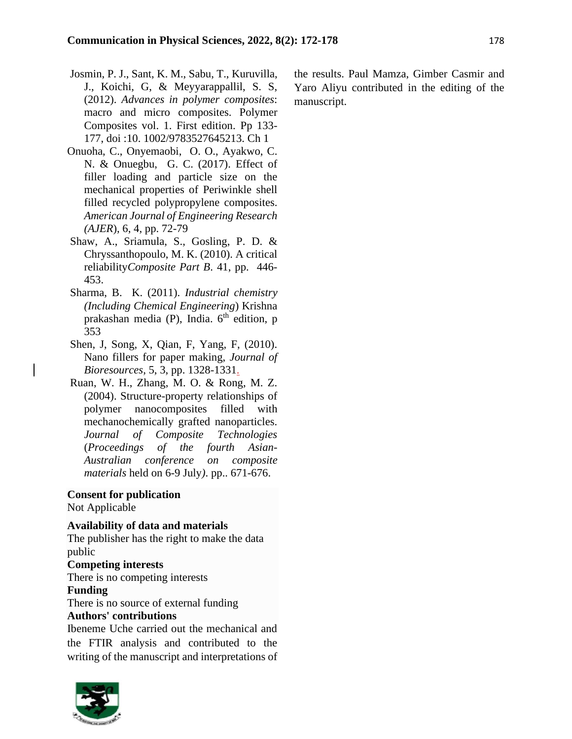Josmin, P. J., Sant, K. M., Sabu, T., Kuruvilla, J., Koichi, G, & Meyyarappallil, S. S, (2012). *Advances in polymer composites*: macro and micro composites. Polymer Composites vol. 1. First edition. Pp 133-177, doi :10. 1002/9783527645213. Ch 1

Onuoha, C., Onyemaobi, O. O., Ayakwo, C. N. & Onuegbu, G. C. (2017). Effect of filler loading and particle size on the mechanical properties of Periwinkle shell filled recycled polypropylene composites. *American Journal of Engineering Research (AJER*), 6, 4, pp. 72-79

Shaw, A., Sriamula, S., Gosling, P. D. & Chryssanthopoulo, M. K. (2010). A critical reliability*Composite Part B*. 41, pp. 446-453.

Sharma, B. K. (2011). *Industrial chemistry (Including Chemical Engineering*) Krishna prakashan media (P), India. 6th edition, p 353

Shen, J, Song, X, Qian, F, Yang, F, (2010). Nano fillers for paper making, *Journal of Bioresources*, 5, 3, pp. 1328-1331.

Ruan, W. H., Zhang, M. O. & Rong, M. Z. (2004). Structure-property relationships of polymer nanocomposites filled with mechanochemically grafted nanoparticles. *Journal of Composite Technologies* (*Proceedings of the fourth Asian-Australian conference on composite materials* held on 6-9 July*)*. pp.. 671-676.

**Consent for publication**
Not Applicable

**Availability of data and materials**
The publisher has the right to make the data public

**Competing interests**
There is no competing interests

**Funding**
There is no source of external funding

**Authors' contributions**
Ibeneme Uche carried out the mechanical and the FTIR analysis and contributed to the writing of the manuscript and interpretations of the results. Paul Mamza, Gimber Casmir and Yaro Aliyu contributed in the editing of the manuscript.